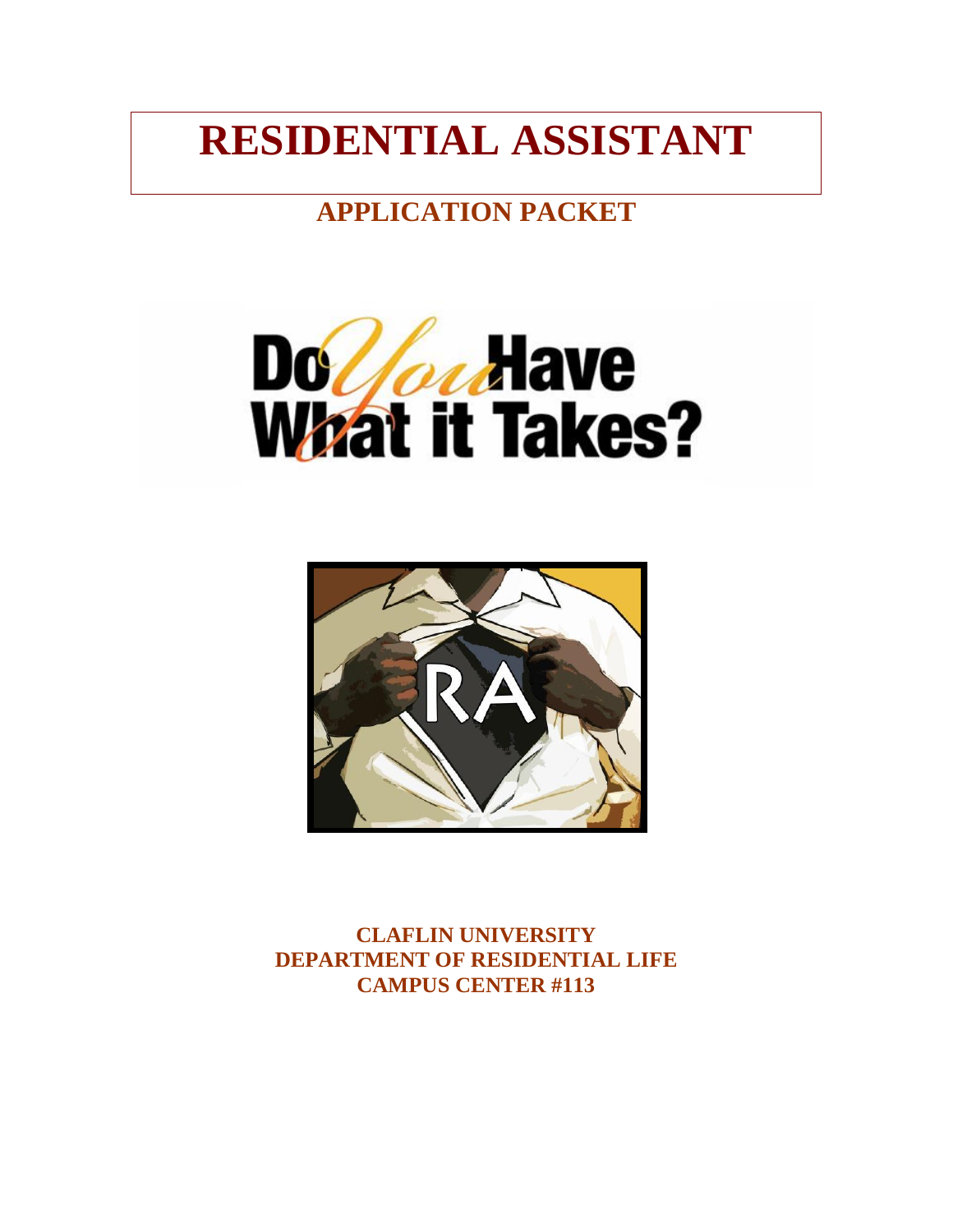# RESIDENTIAL ASSISTANT

## APPLICATION PACKET

**CLAFLIN UNIVERSITY**
**DEPARTMENT OF RESIDENTIAL LIFE**
**CAMPUS CENTER #113**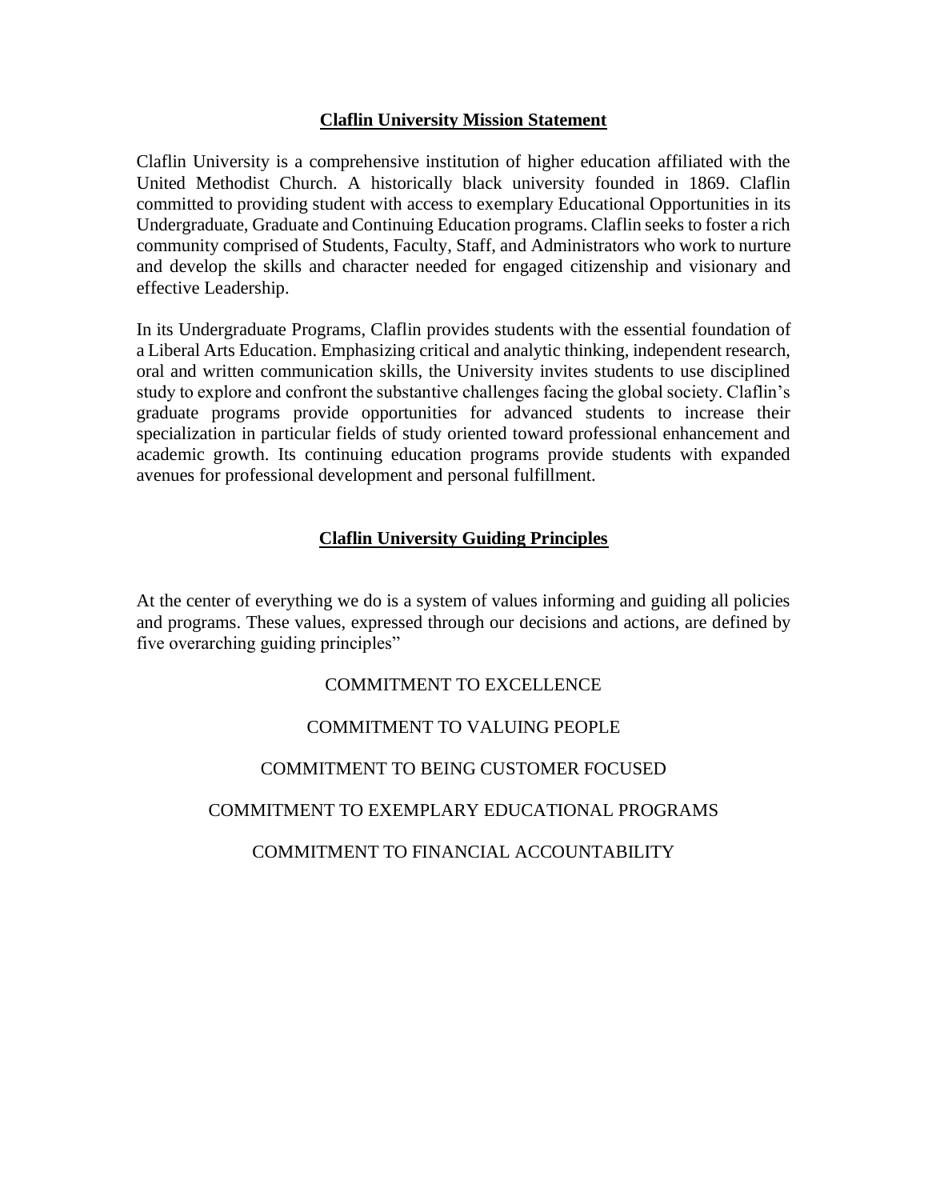## **Claflin University Mission Statement**

Claflin University is a comprehensive institution of higher education affiliated with the United Methodist Church. A historically black university founded in 1869. Claflin committed to providing student with access to exemplary Educational Opportunities in its Undergraduate, Graduate and Continuing Education programs. Claflin seeks to foster a rich community comprised of Students, Faculty, Staff, and Administrators who work to nurture and develop the skills and character needed for engaged citizenship and visionary and effective Leadership.

In its Undergraduate Programs, Claflin provides students with the essential foundation of a Liberal Arts Education. Emphasizing critical and analytic thinking, independent research, oral and written communication skills, the University invites students to use disciplined study to explore and confront the substantive challenges facing the global society. Claflin's graduate programs provide opportunities for advanced students to increase their specialization in particular fields of study oriented toward professional enhancement and academic growth. Its continuing education programs provide students with expanded avenues for professional development and personal fulfillment.

## **Claflin University Guiding Principles**

At the center of everything we do is a system of values informing and guiding all policies and programs. These values, expressed through our decisions and actions, are defined by five overarching guiding principles"

COMMITMENT TO EXCELLENCE

COMMITMENT TO VALUING PEOPLE

COMMITMENT TO BEING CUSTOMER FOCUSED

COMMITMENT TO EXEMPLARY EDUCATIONAL PROGRAMS

COMMITMENT TO FINANCIAL ACCOUNTABILITY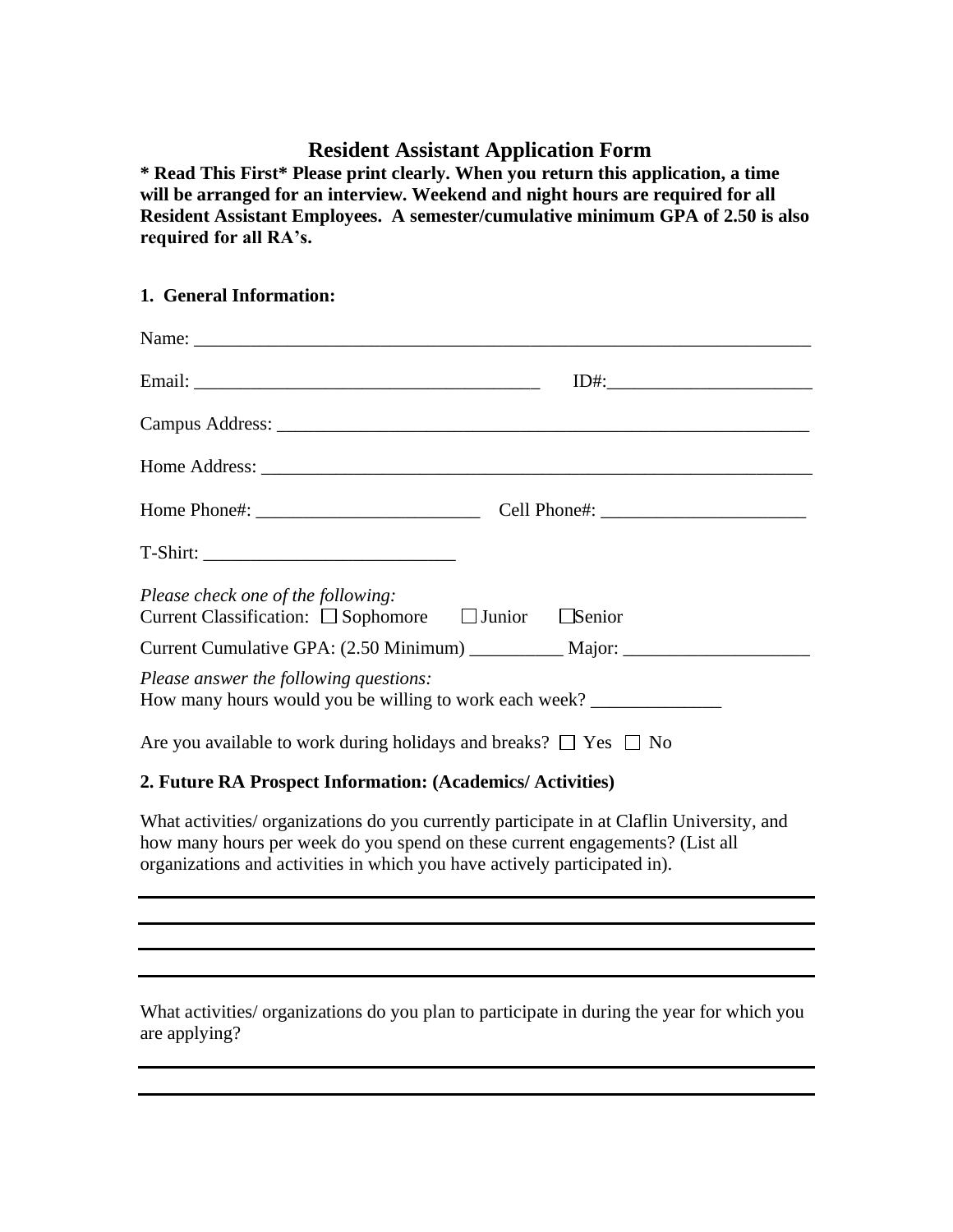# Resident Assistant Application Form

**\* Read This First\* Please print clearly. When you return this application, a time will be arranged for an interview. Weekend and night hours are required for all Resident Assistant Employees. A semester/cumulative minimum GPA of 2.50 is also required for all RA's.**

## 1. General Information:

Name: ______________________________________________________________________

Email: ______________________________________ ID#:______________________

Campus Address: ____________________________________________________________

Home Address: ______________________________________________________________

Home Phone#: ________________________ Cell Phone#: ______________________

T-Shirt: ___________________________

*Please check one of the following:*
Current Classification: ☐ Sophomore ☐ Junior ☐ Senior

Current Cumulative GPA: (2.50 Minimum) __________ Major: ____________________

*Please answer the following questions:*
How many hours would you be willing to work each week? ______________

Are you available to work during holidays and breaks? ☐ Yes ☐ No

## 2. Future RA Prospect Information: (Academics/ Activities)

What activities/ organizations do you currently participate in at Claflin University, and how many hours per week do you spend on these current engagements? (List all organizations and activities in which you have actively participated in).

______________________________________________________________________

______________________________________________________________________

______________________________________________________________________

______________________________________________________________________

What activities/ organizations do you plan to participate in during the year for which you are applying?

______________________________________________________________________

______________________________________________________________________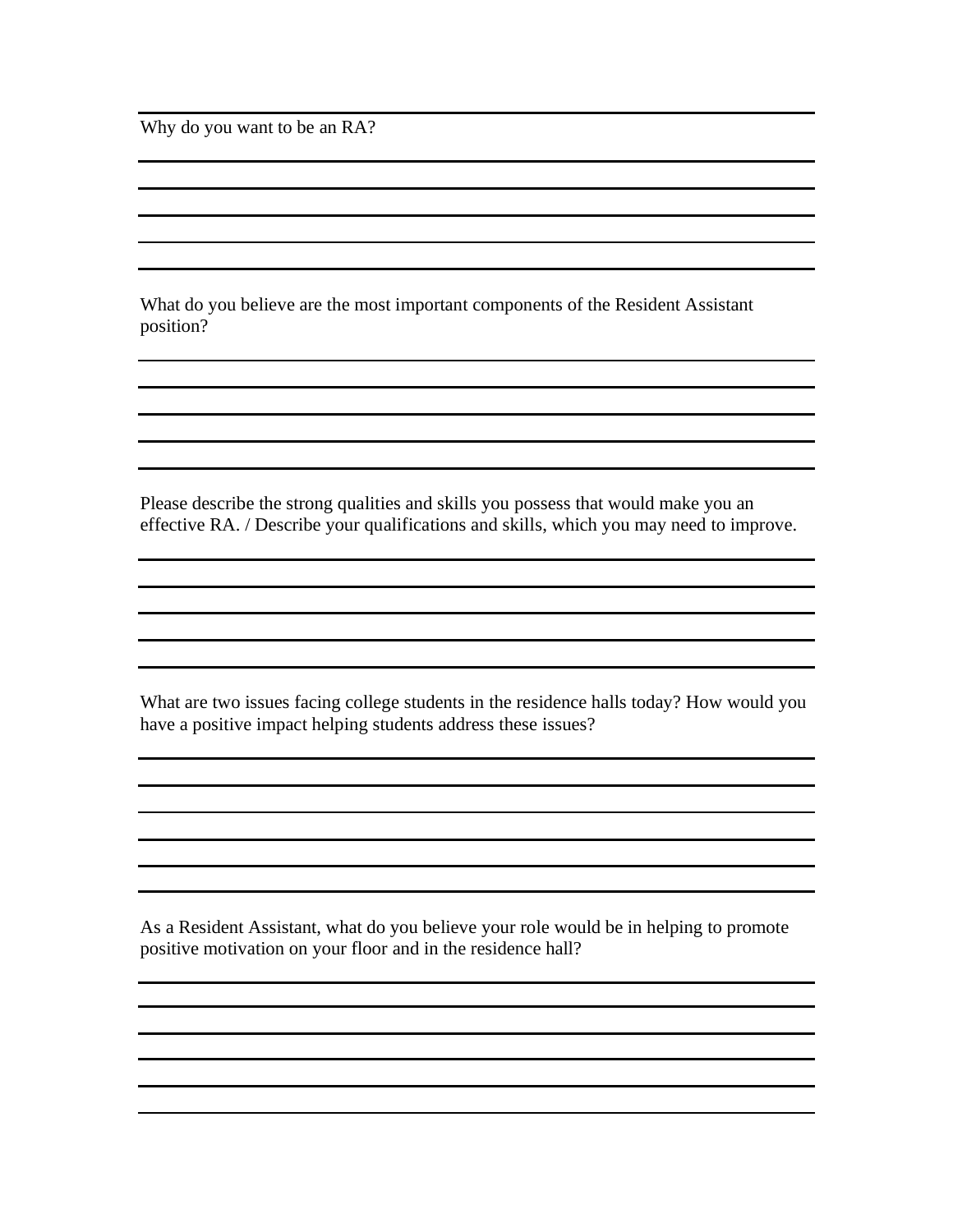Why do you want to be an RA?

What do you believe are the most important components of the Resident Assistant position?

Please describe the strong qualities and skills you possess that would make you an effective RA. / Describe your qualifications and skills, which you may need to improve.

What are two issues facing college students in the residence halls today? How would you have a positive impact helping students address these issues?

As a Resident Assistant, what do you believe your role would be in helping to promote positive motivation on your floor and in the residence hall?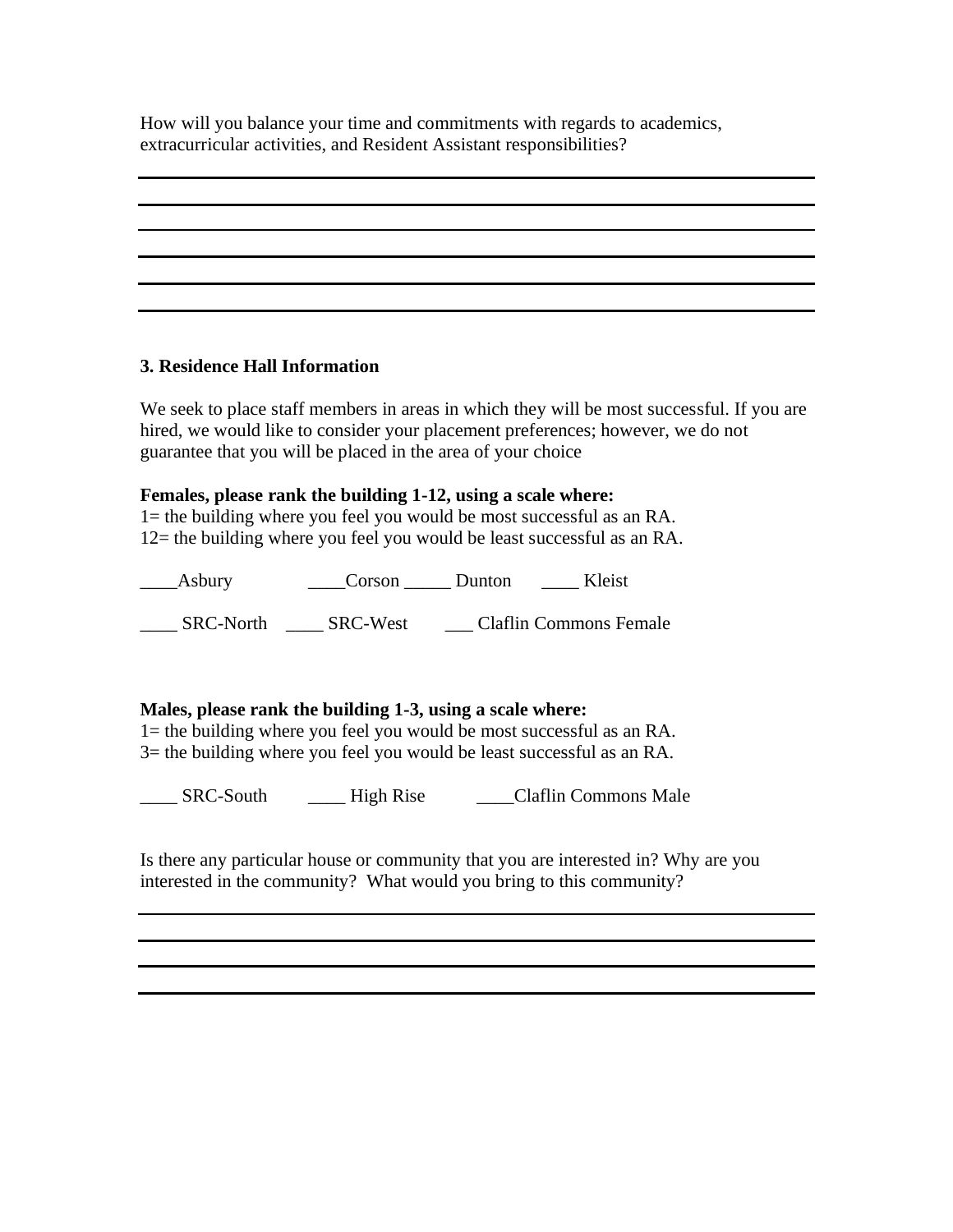How will you balance your time and commitments with regards to academics, extracurricular activities, and Resident Assistant responsibilities?

______________________________________________________________________

______________________________________________________________________

______________________________________________________________________

______________________________________________________________________

______________________________________________________________________

______________________________________________________________________

**3. Residence Hall Information**

We seek to place staff members in areas in which they will be most successful. If you are hired, we would like to consider your placement preferences; however, we do not guarantee that you will be placed in the area of your choice

**Females, please rank the building 1-12, using a scale where:**
1= the building where you feel you would be most successful as an RA.
12= the building where you feel you would be least successful as an RA.

____Asbury ____Corson _____ Dunton ____ Kleist

____ SRC-North ____ SRC-West ___ Claflin Commons Female

**Males, please rank the building 1-3, using a scale where:**
1= the building where you feel you would be most successful as an RA.
3= the building where you feel you would be least successful as an RA.

____ SRC-South ____ High Rise ____Claflin Commons Male

Is there any particular house or community that you are interested in? Why are you interested in the community? What would you bring to this community?

______________________________________________________________________

______________________________________________________________________

______________________________________________________________________

______________________________________________________________________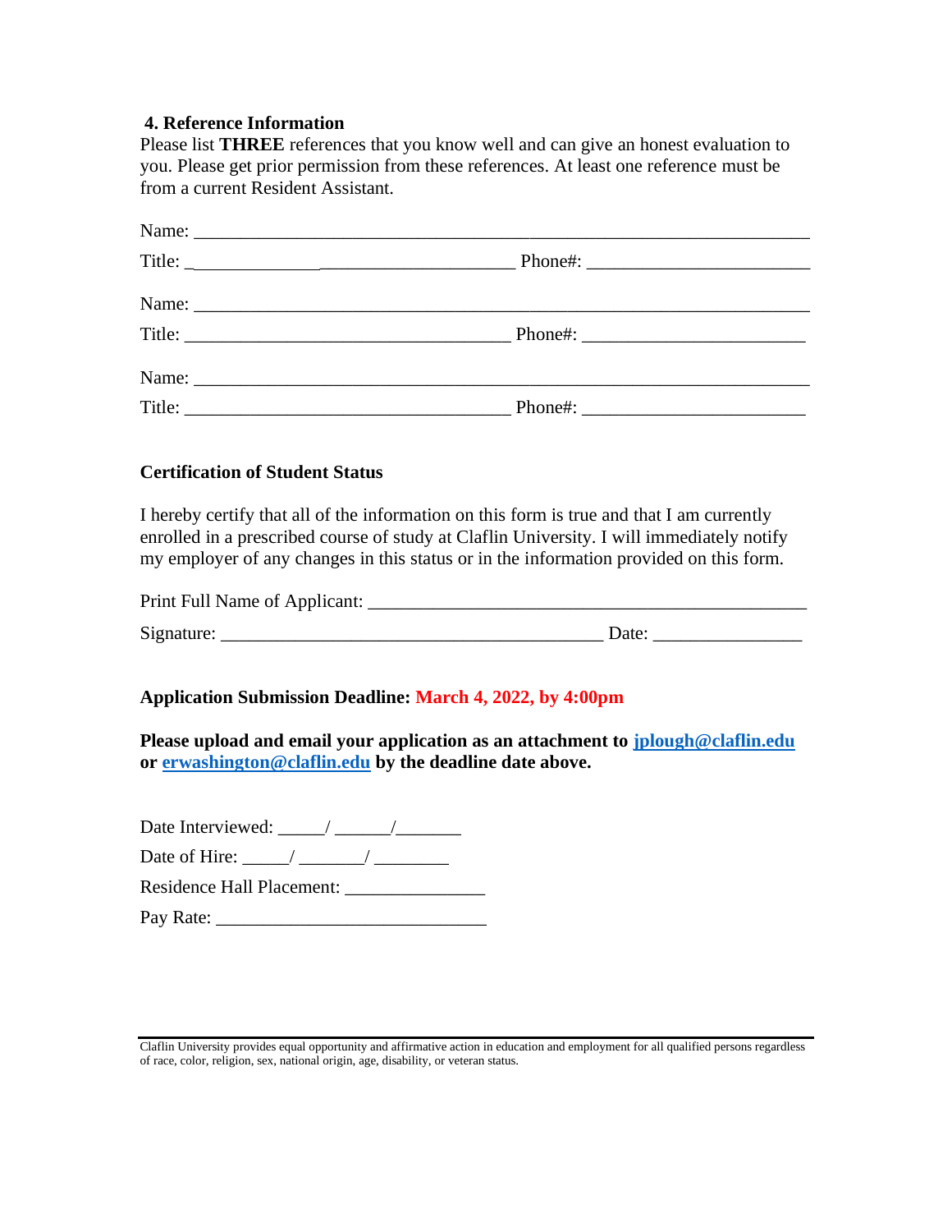### 4. Reference Information

Please list **THREE** references that you know well and can give an honest evaluation to you. Please get prior permission from these references. At least one reference must be from a current Resident Assistant.

Name: ___________________________________________________________________

Title: ____________________________________ Phone#: ________________________

Name: ___________________________________________________________________

Title: ____________________________________ Phone#: ________________________

Name: ___________________________________________________________________

Title: ____________________________________ Phone#: ________________________

**Certification of Student Status**

I hereby certify that all of the information on this form is true and that I am currently enrolled in a prescribed course of study at Claflin University. I will immediately notify my employer of any changes in this status or in the information provided on this form.

Print Full Name of Applicant: ______________________________________________

Signature: __________________________________________ Date: ________________

**Application Submission Deadline: March 4, 2022, by 4:00pm**

**Please upload and email your application as an attachment to jplough@claflin.edu or erwashington@claflin.edu by the deadline date above.**

Date Interviewed: _____/ ______/_______

Date of Hire: _____/ _______/ ________

Residence Hall Placement: _______________

Pay Rate: _____________________________

Claflin University provides equal opportunity and affirmative action in education and employment for all qualified persons regardless of race, color, religion, sex, national origin, age, disability, or veteran status.